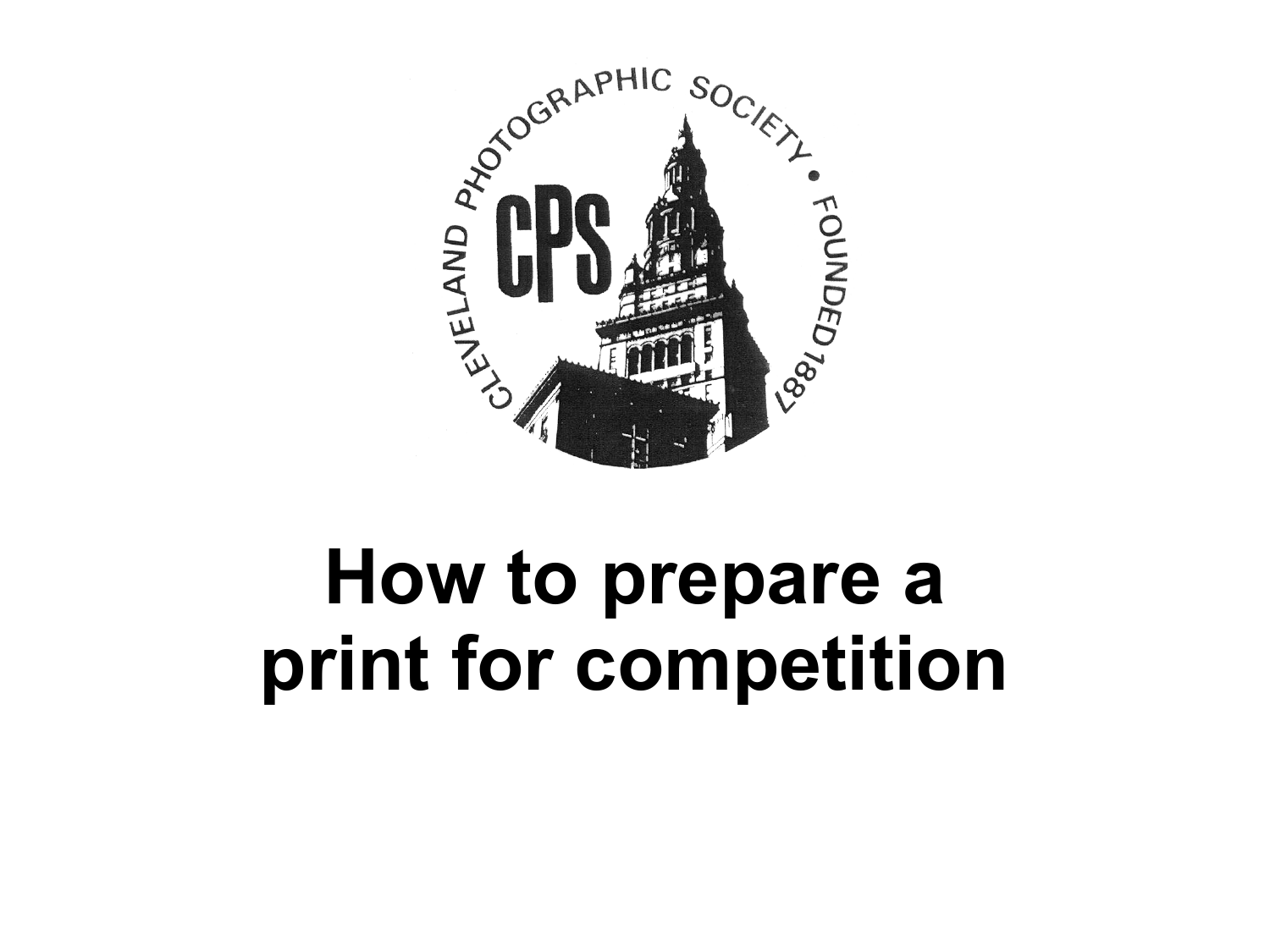CLEVELAND PHOTOGRAPHIC SOCIETY • FOUNDED 1887

CPS

# How to prepare a print for competition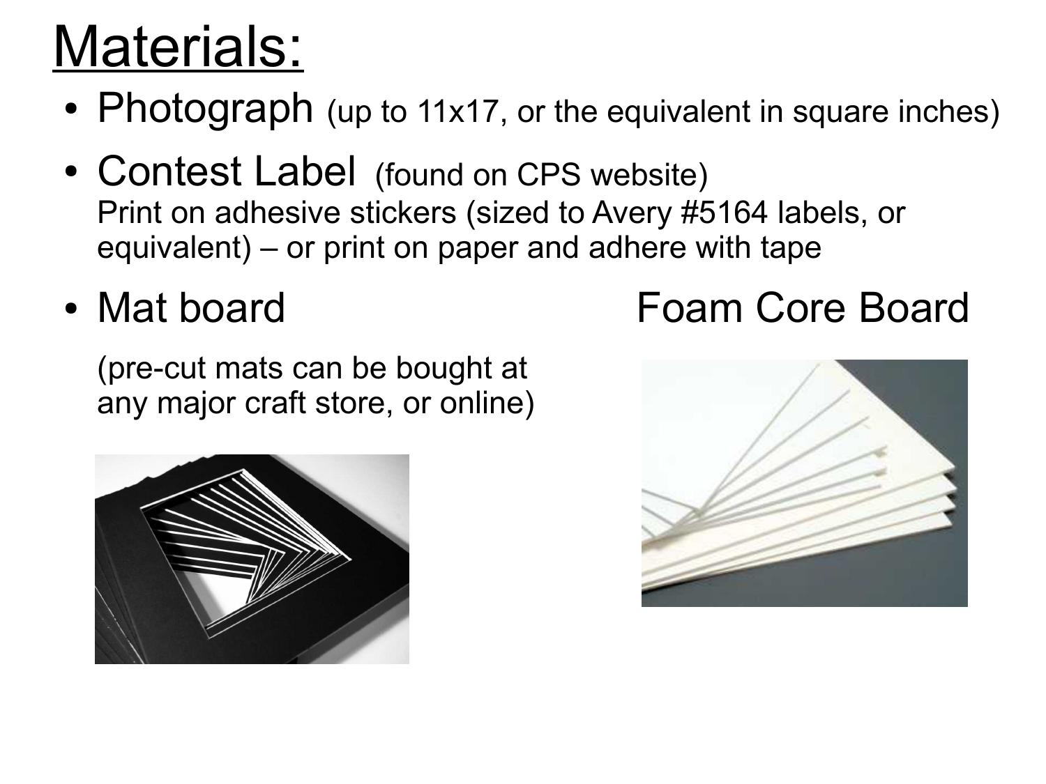# Materials:

- Photograph (up to 11x17, or the equivalent in square inches)
- Contest Label (found on CPS website)
  Print on adhesive stickers (sized to Avery #5164 labels, or equivalent) – or print on paper and adhere with tape
- Mat board

  (pre-cut mats can be bought at any major craft store, or online)

Foam Core Board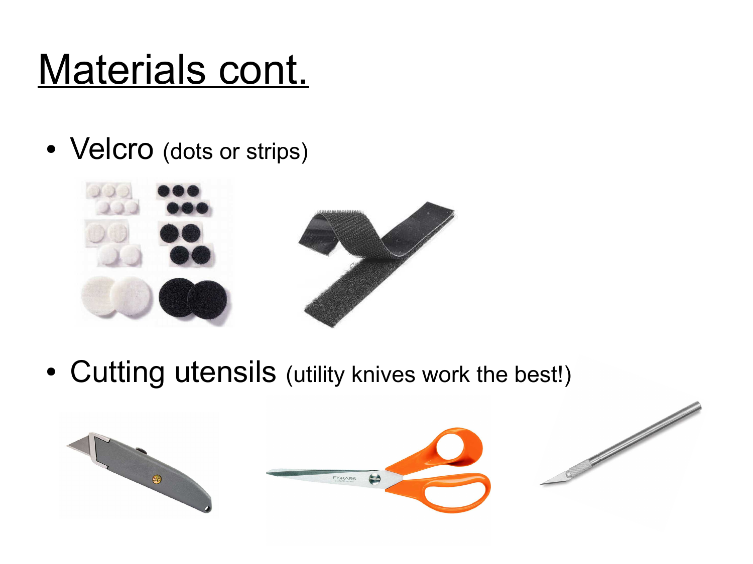# Materials cont.

- Velcro (dots or strips)
- Cutting utensils (utility knives work the best!)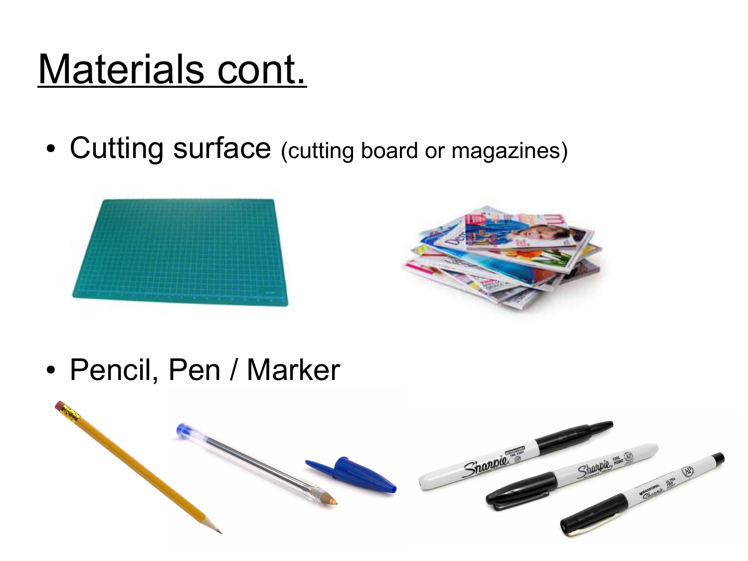# Materials cont.

- Cutting surface (cutting board or magazines)
- Pencil, Pen / Marker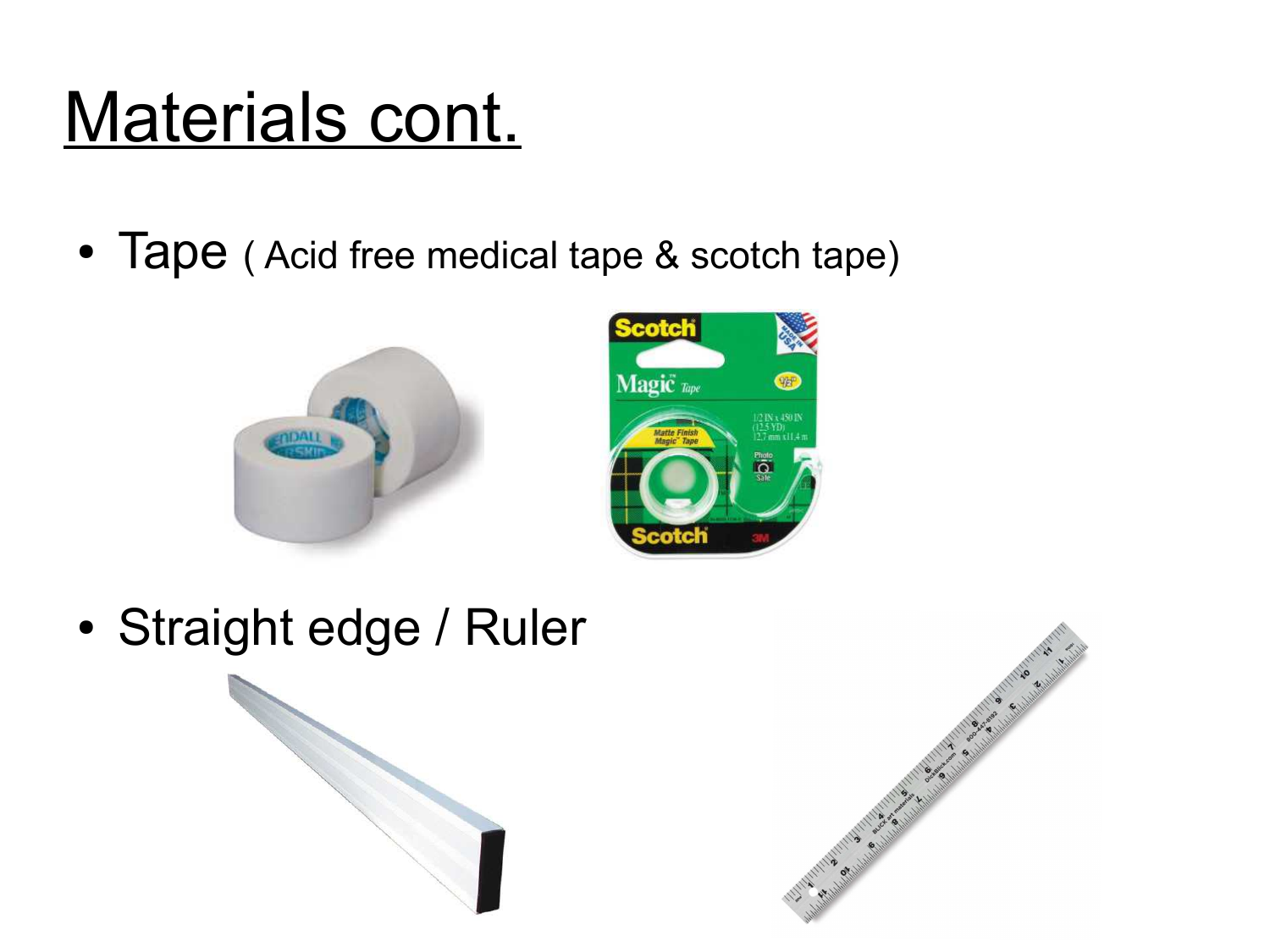# Materials cont.

- Tape ( Acid free medical tape & scotch tape)
- Straight edge / Ruler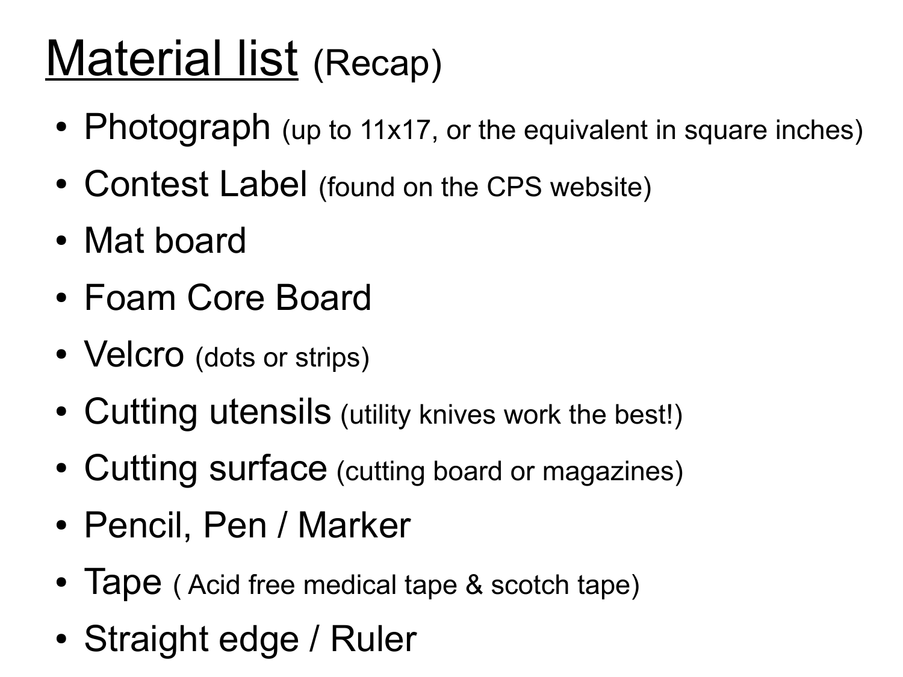# Material list (Recap)

- Photograph (up to 11x17, or the equivalent in square inches)
- Contest Label (found on the CPS website)
- Mat board
- Foam Core Board
- Velcro (dots or strips)
- Cutting utensils (utility knives work the best!)
- Cutting surface (cutting board or magazines)
- Pencil, Pen / Marker
- Tape ( Acid free medical tape & scotch tape)
- Straight edge / Ruler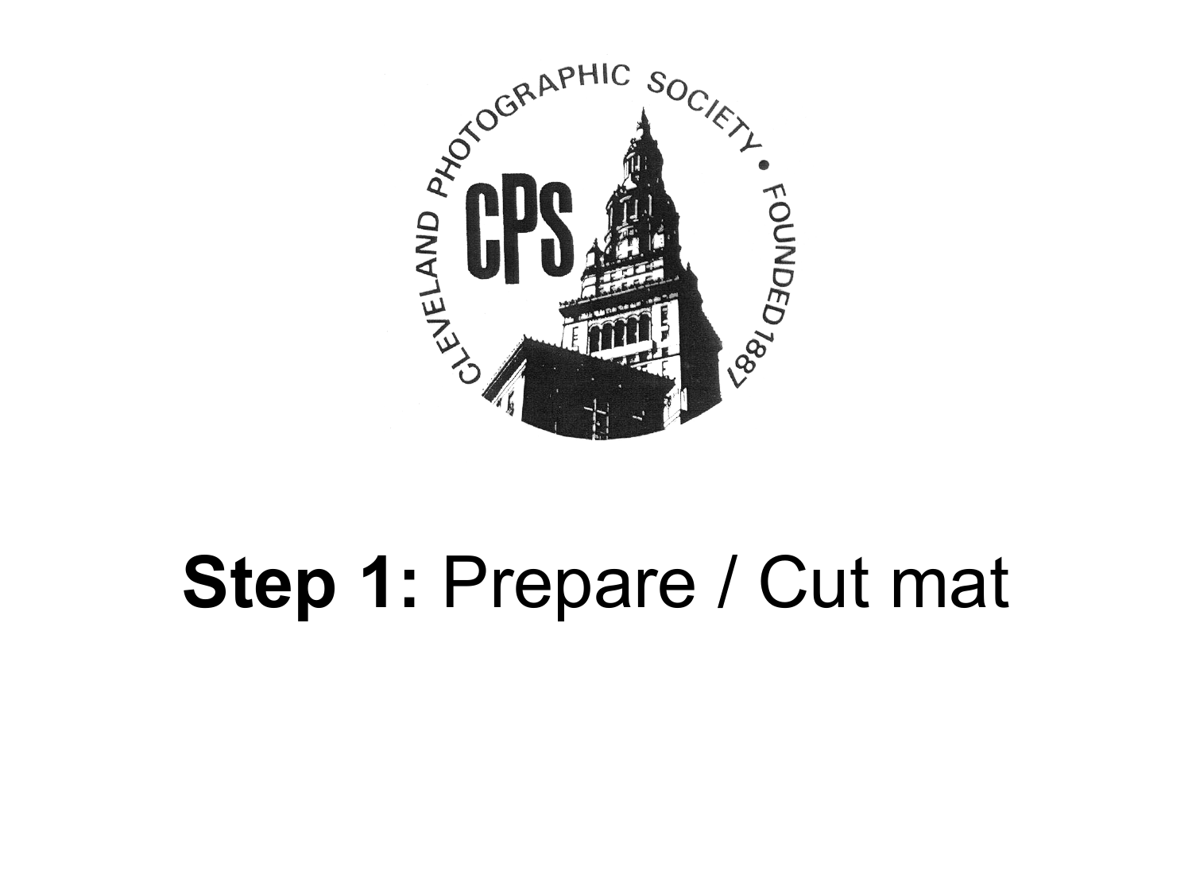CLEVELAND PHOTOGRAPHIC SOCIETY • FOUNDED 1887

CPS

# **Step 1:** Prepare / Cut mat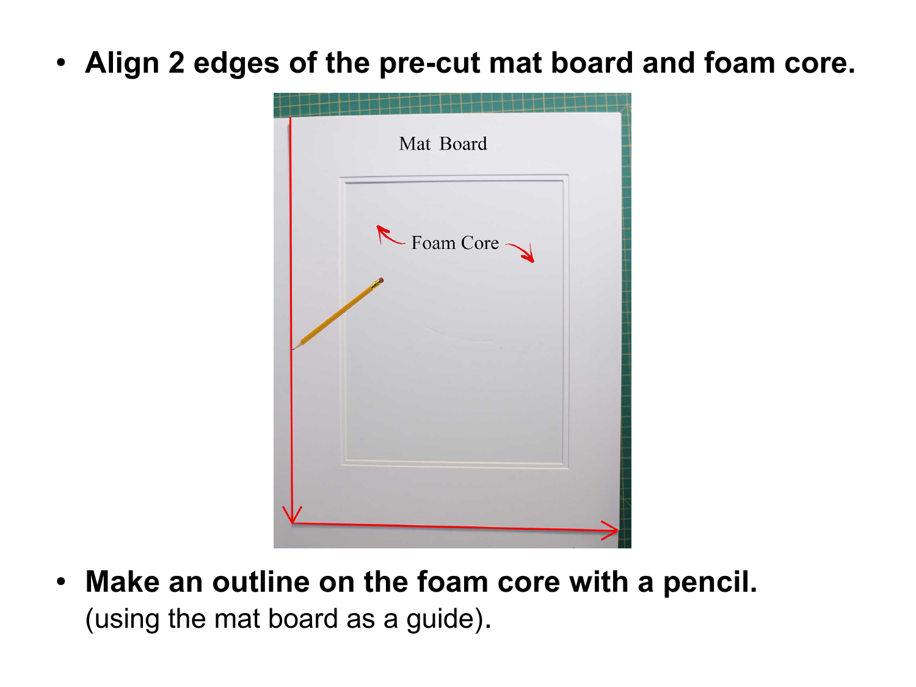- **Align 2 edges of the pre-cut mat board and foam core.**

- **Make an outline on the foam core with a pencil.** (using the mat board as a guide).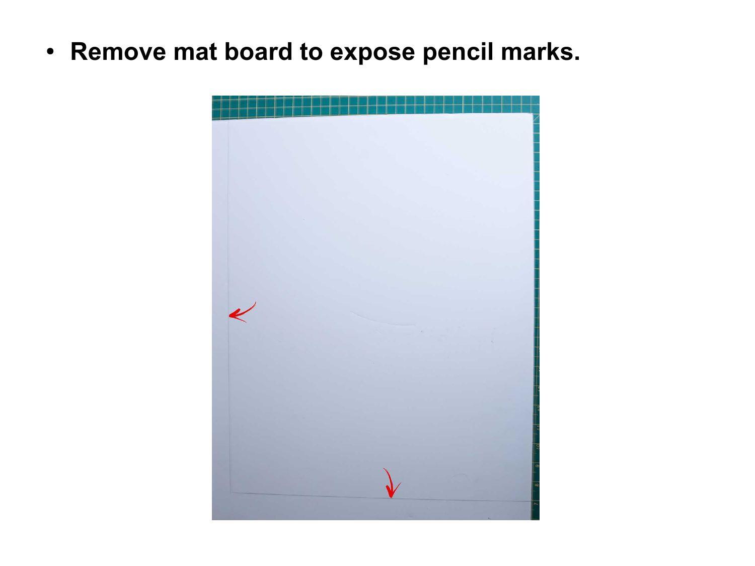- **Remove mat board to expose pencil marks.**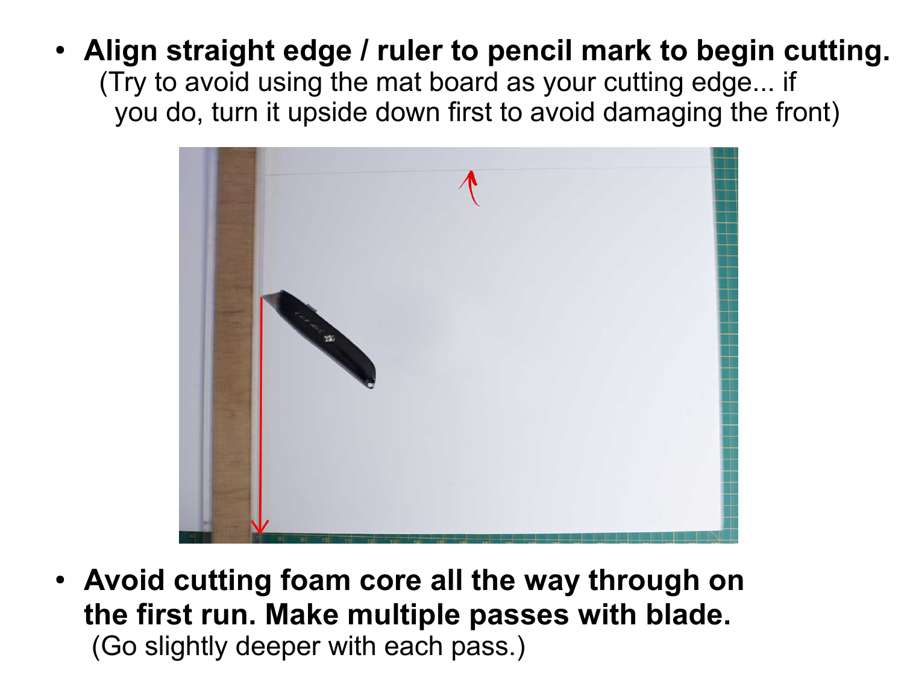- **Align straight edge / ruler to pencil mark to begin cutting.**
  (Try to avoid using the mat board as your cutting edge... if you do, turn it upside down first to avoid damaging the front)

- **Avoid cutting foam core all the way through on the first run. Make multiple passes with blade.**
  (Go slightly deeper with each pass.)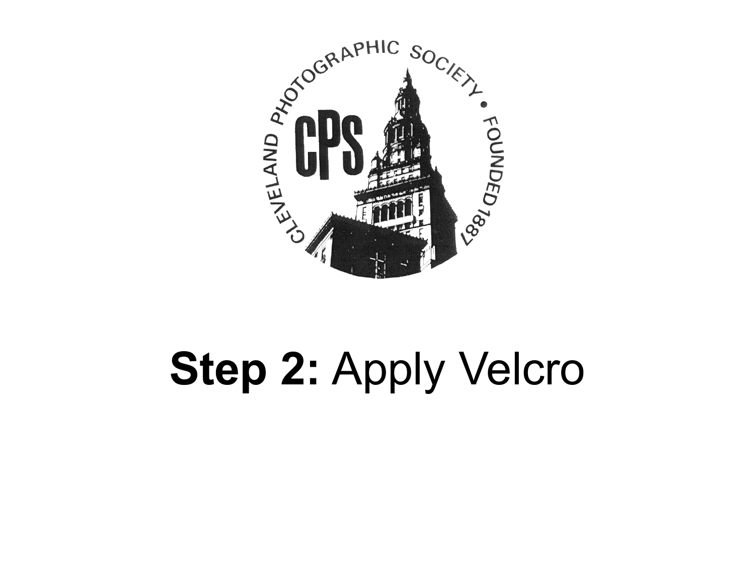# **Step 2:** Apply Velcro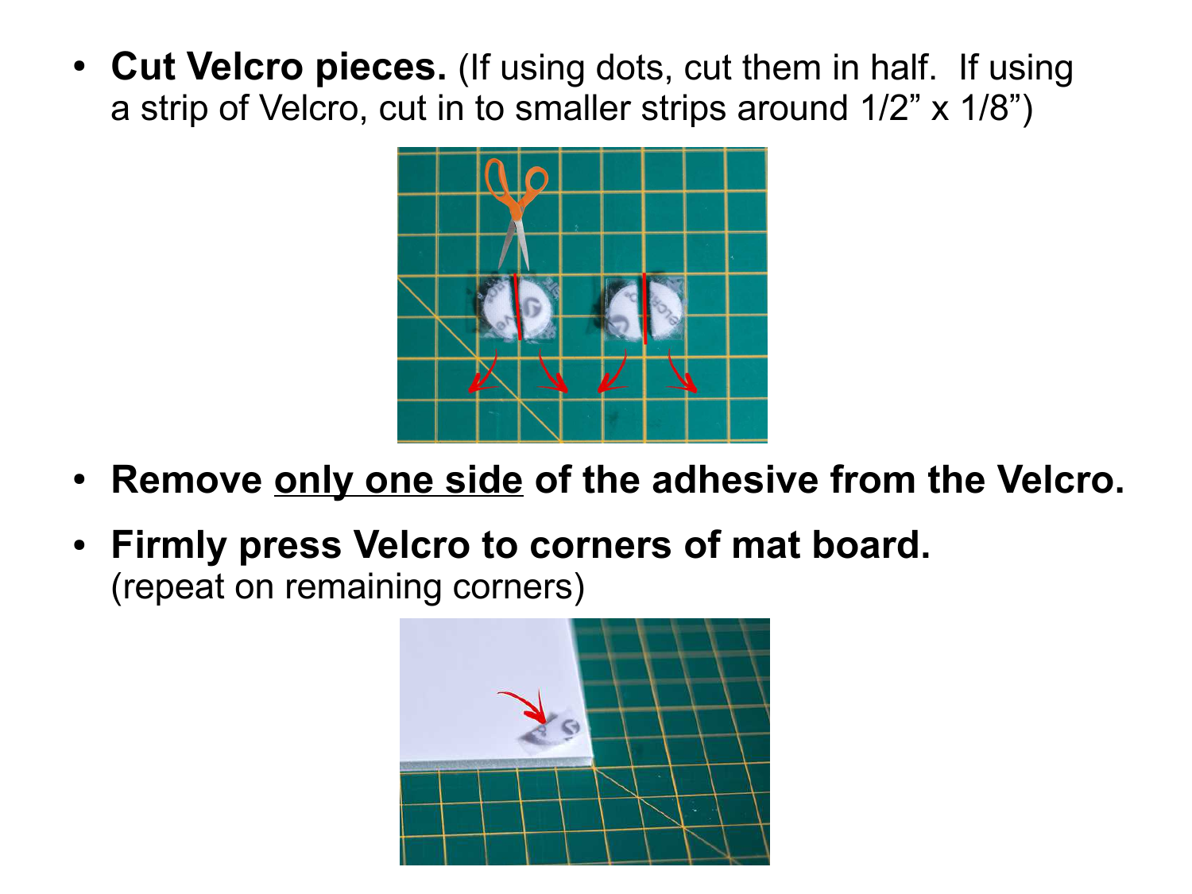- **Cut Velcro pieces.** (If using dots, cut them in half. If using a strip of Velcro, cut in to smaller strips around 1/2” x 1/8”)

- **Remove <u>only one side</u> of the adhesive from the Velcro.**

- **Firmly press Velcro to corners of mat board.** (repeat on remaining corners)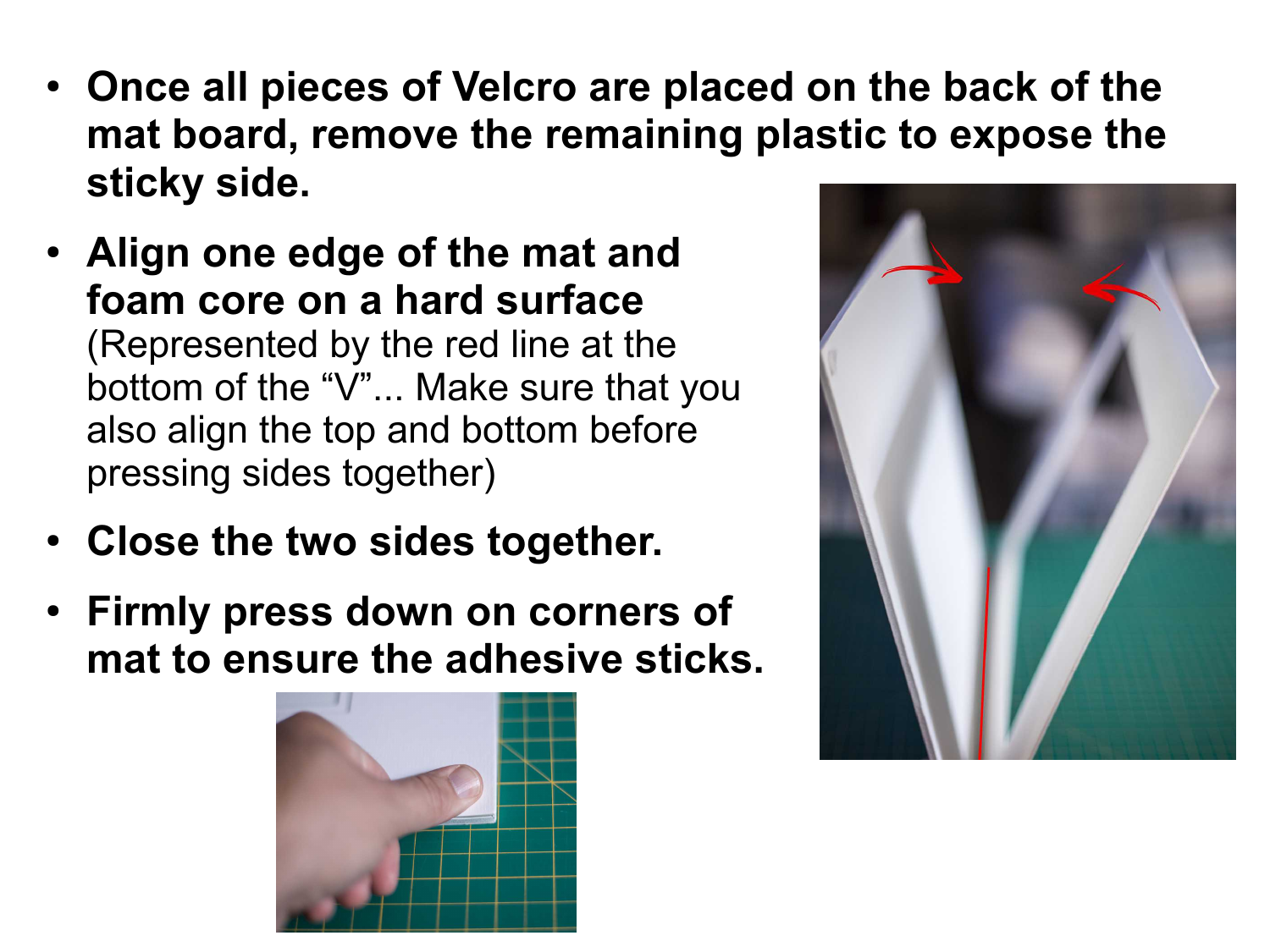- **Once all pieces of Velcro are placed on the back of the mat board, remove the remaining plastic to expose the sticky side.**
- **Align one edge of the mat and foam core on a hard surface** (Represented by the red line at the bottom of the "V"... Make sure that you also align the top and bottom before pressing sides together)
- **Close the two sides together.**
- **Firmly press down on corners of mat to ensure the adhesive sticks.**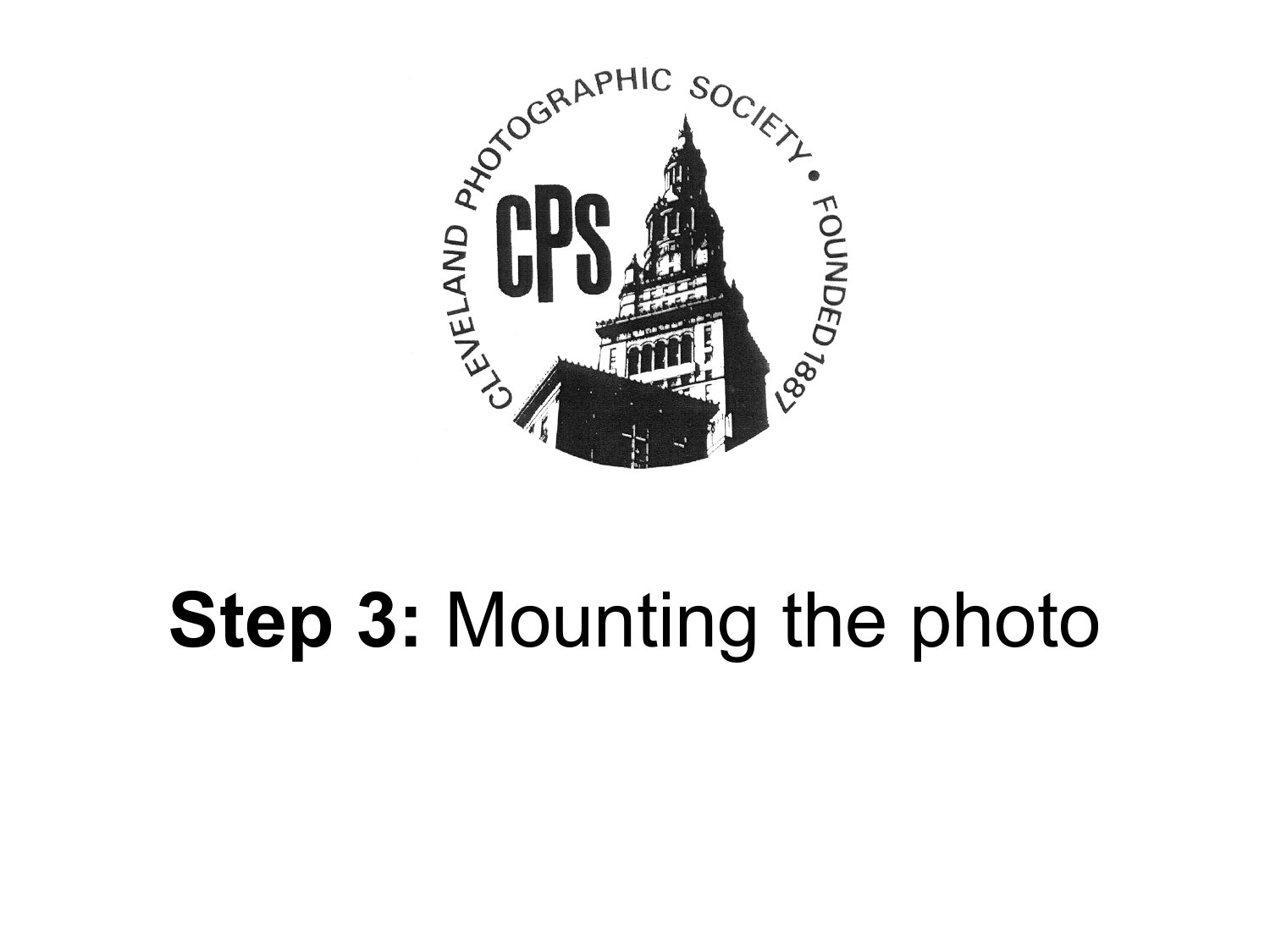# **Step 3:** Mounting the photo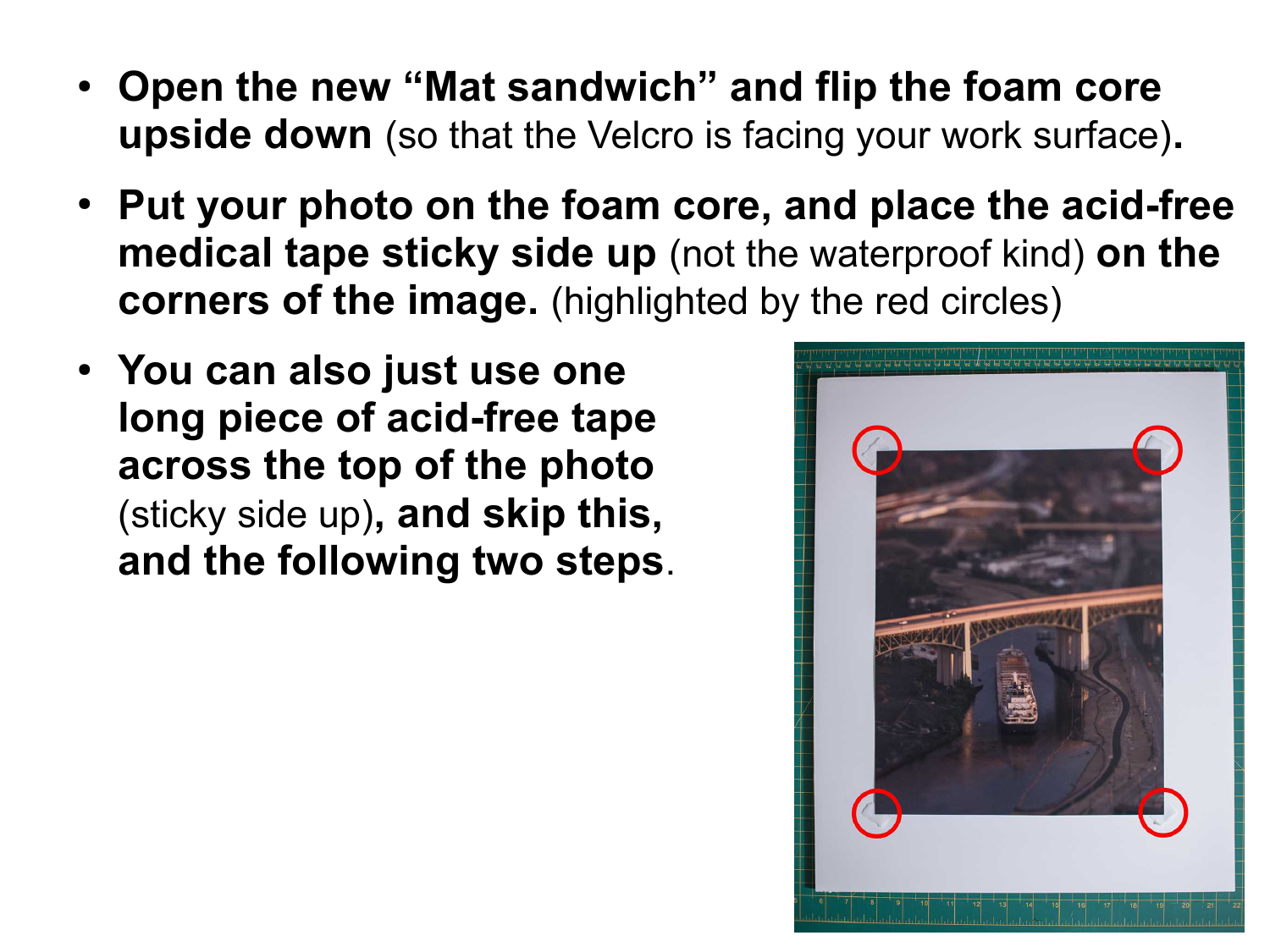- **Open the new "Mat sandwich" and flip the foam core upside down** (so that the Velcro is facing your work surface)**.**
- **Put your photo on the foam core, and place the acid-free medical tape sticky side up** (not the waterproof kind) **on the corners of the image.** (highlighted by the red circles)
- **You can also just use one long piece of acid-free tape across the top of the photo** (sticky side up)**, and skip this, and the following two steps**.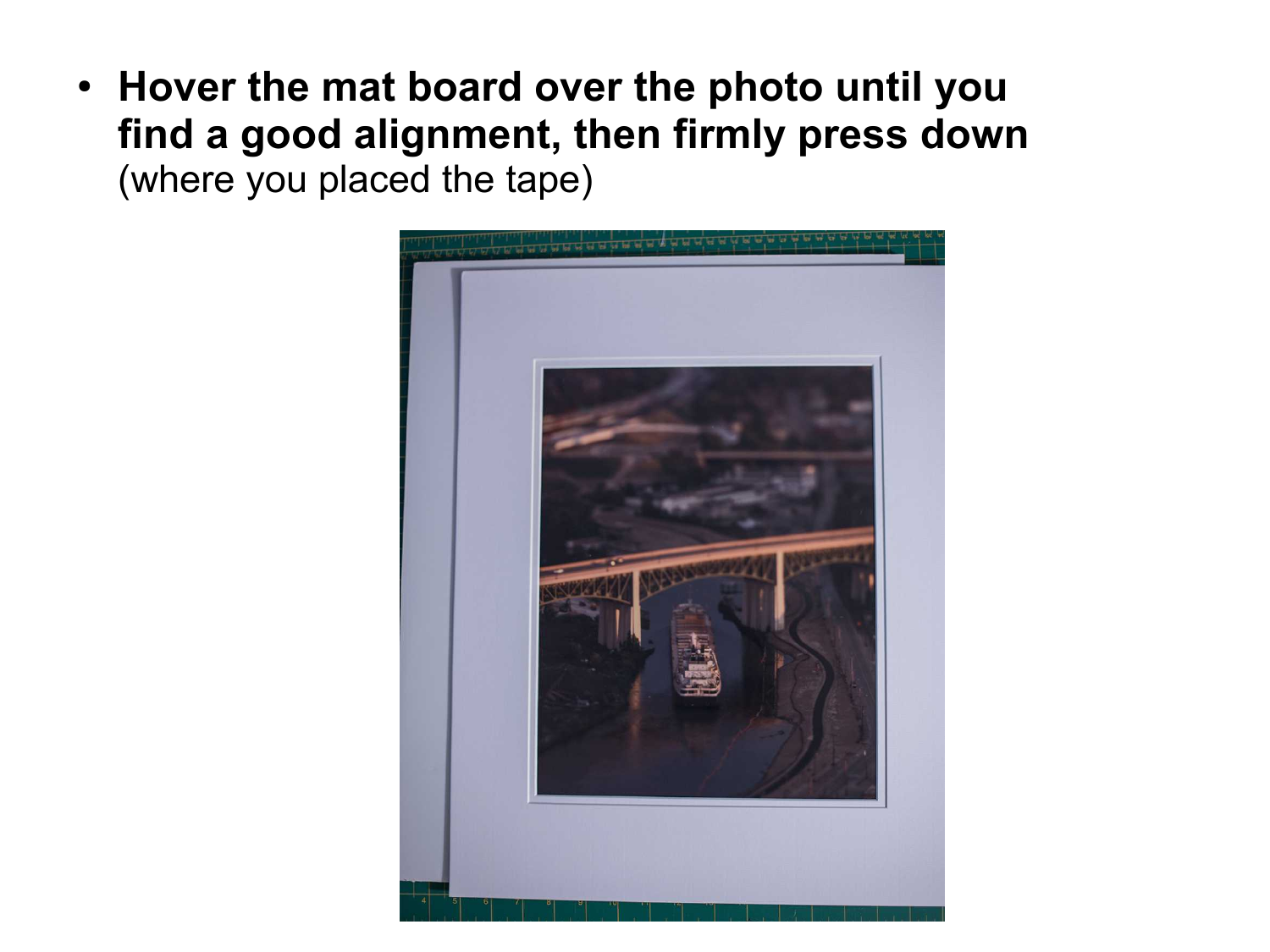- **Hover the mat board over the photo until you find a good alignment, then firmly press down** (where you placed the tape)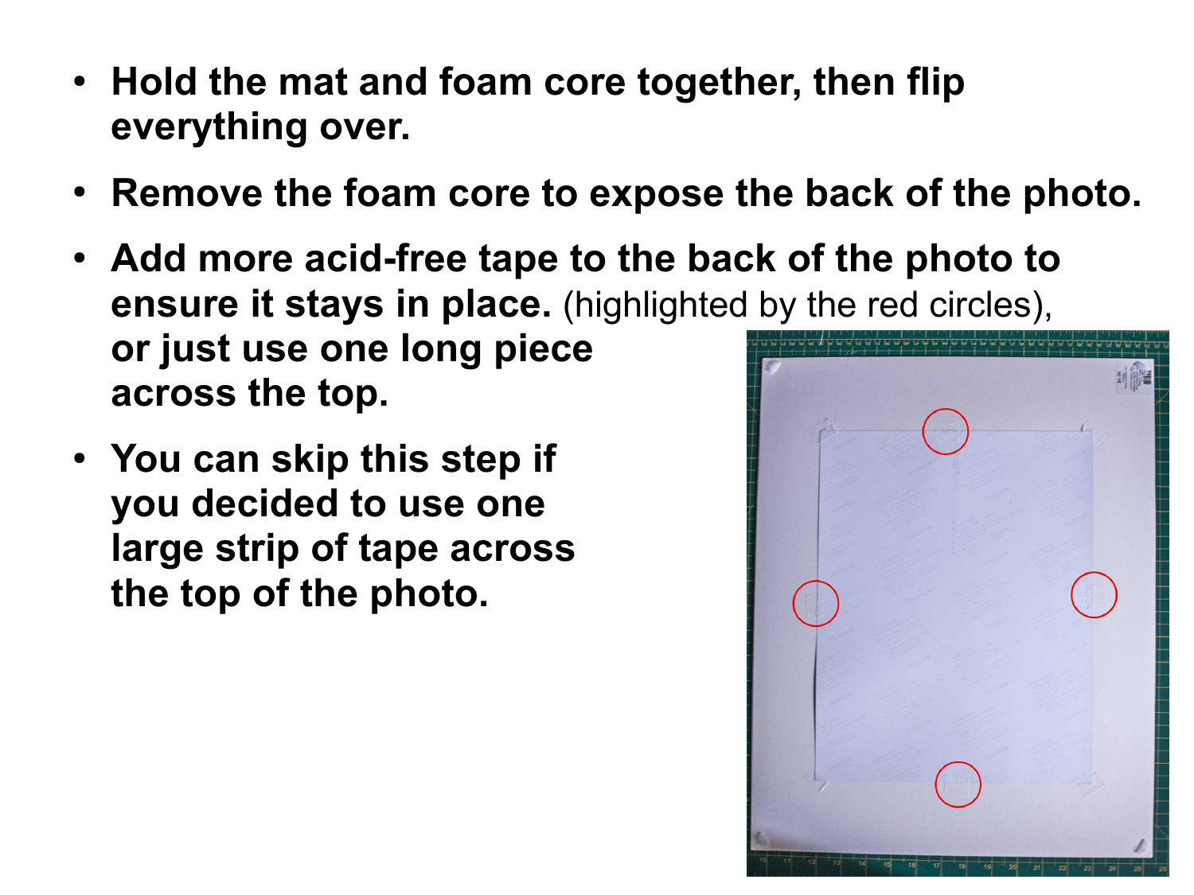- **Hold the mat and foam core together, then flip everything over.**
- **Remove the foam core to expose the back of the photo.**
- **Add more acid-free tape to the back of the photo to ensure it stays in place.** (highlighted by the red circles), **or just use one long piece across the top.**
- **You can skip this step if you decided to use one large strip of tape across the top of the photo.**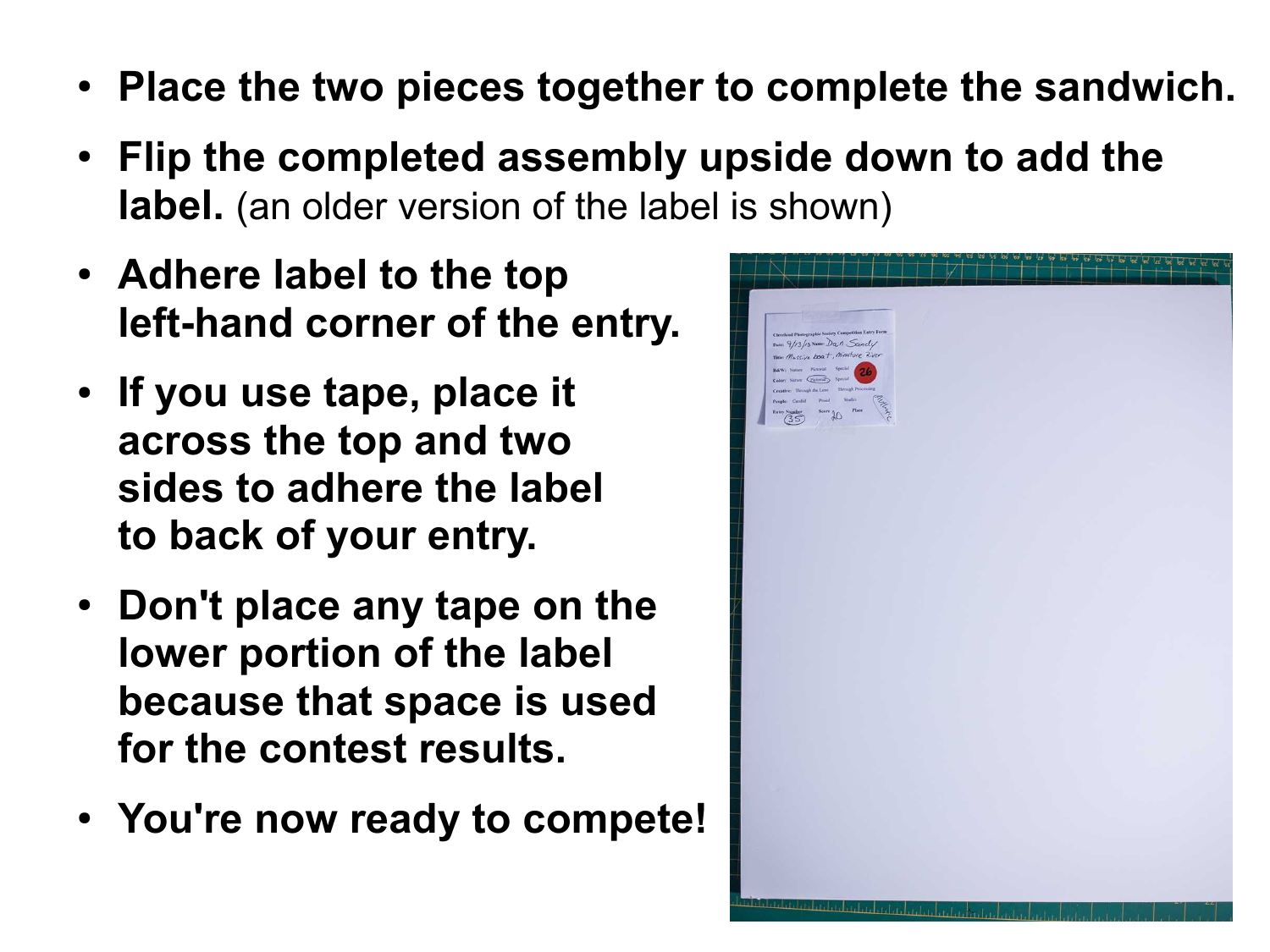- **Place the two pieces together to complete the sandwich.**
- **Flip the completed assembly upside down to add the label.** (an older version of the label is shown)
- **Adhere label to the top left-hand corner of the entry.**
- **If you use tape, place it across the top and two sides to adhere the label to back of your entry.**
- **Don't place any tape on the lower portion of the label because that space is used for the contest results.**
- **You're now ready to compete!**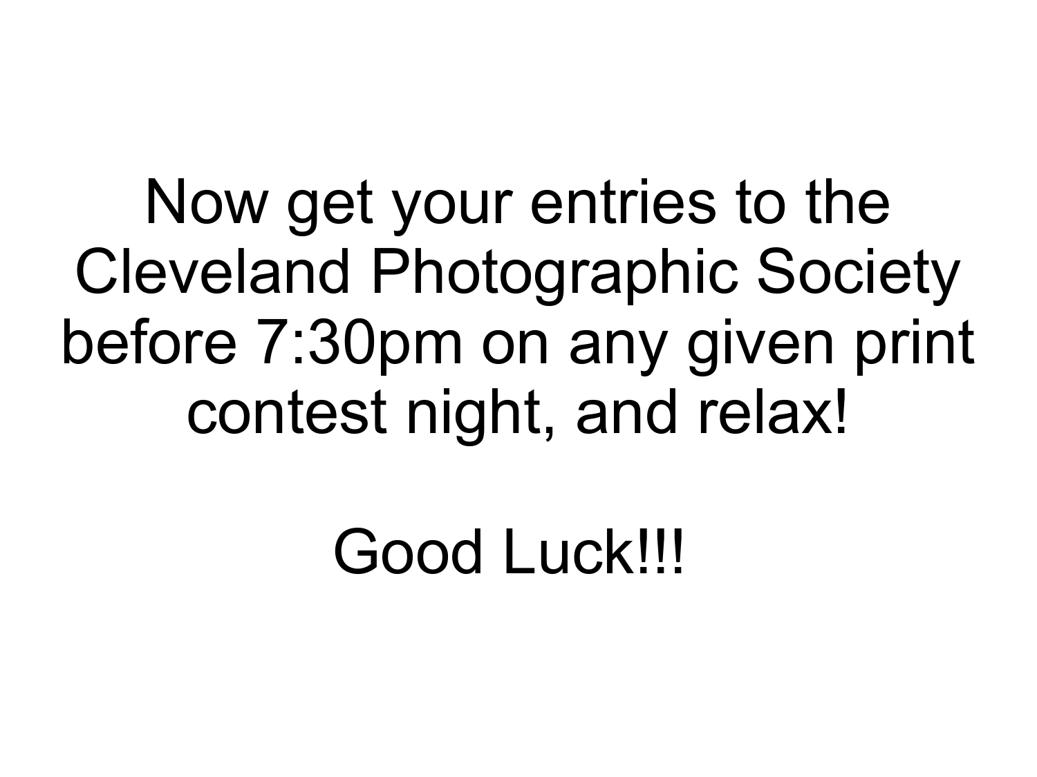Now get your entries to the Cleveland Photographic Society before 7:30pm on any given print contest night, and relax!

Good Luck!!!